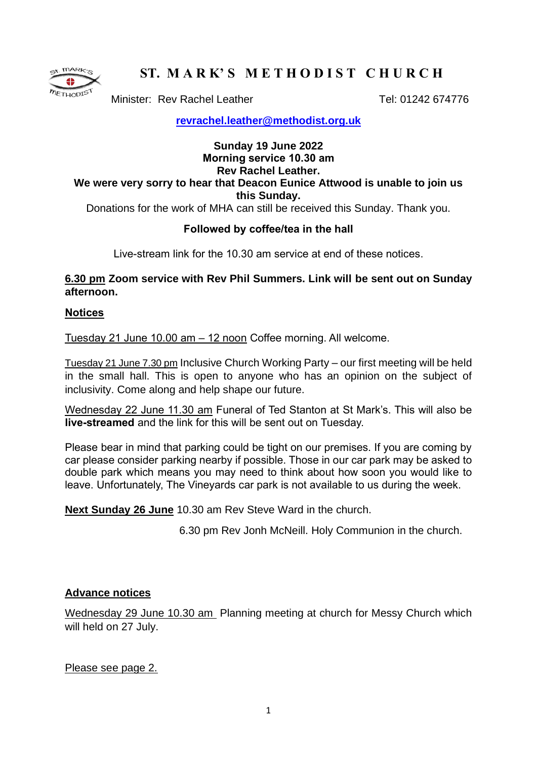# ST. MARK'S METHODIST CHURCH

Minister: Rev Rachel Leather Tel: 01242 674776

**revrachel.leather@methodist.org.uk**

**Sunday 19 June 2022**
**Morning service 10.30 am**
**Rev Rachel Leather.**
**We were very sorry to hear that Deacon Eunice Attwood is unable to join us this Sunday.**
Donations for the work of MHA can still be received this Sunday. Thank you.

**Followed by coffee/tea in the hall**

Live-stream link for the 10.30 am service at end of these notices.

**6.30 pm Zoom service with Rev Phil Summers. Link will be sent out on Sunday afternoon.**

## Notices

Tuesday 21 June 10.00 am – 12 noon Coffee morning. All welcome.

Tuesday 21 June 7.30 pm Inclusive Church Working Party – our first meeting will be held in the small hall. This is open to anyone who has an opinion on the subject of inclusivity. Come along and help shape our future.

Wednesday 22 June 11.30 am Funeral of Ted Stanton at St Mark's. This will also be **live-streamed** and the link for this will be sent out on Tuesday.

Please bear in mind that parking could be tight on our premises. If you are coming by car please consider parking nearby if possible. Those in our car park may be asked to double park which means you may need to think about how soon you would like to leave. Unfortunately, The Vineyards car park is not available to us during the week.

**Next Sunday 26 June** 10.30 am Rev Steve Ward in the church.

6.30 pm Rev Jonh McNeill. Holy Communion in the church.

## Advance notices

Wednesday 29 June 10.30 am Planning meeting at church for Messy Church which will held on 27 July.

Please see page 2.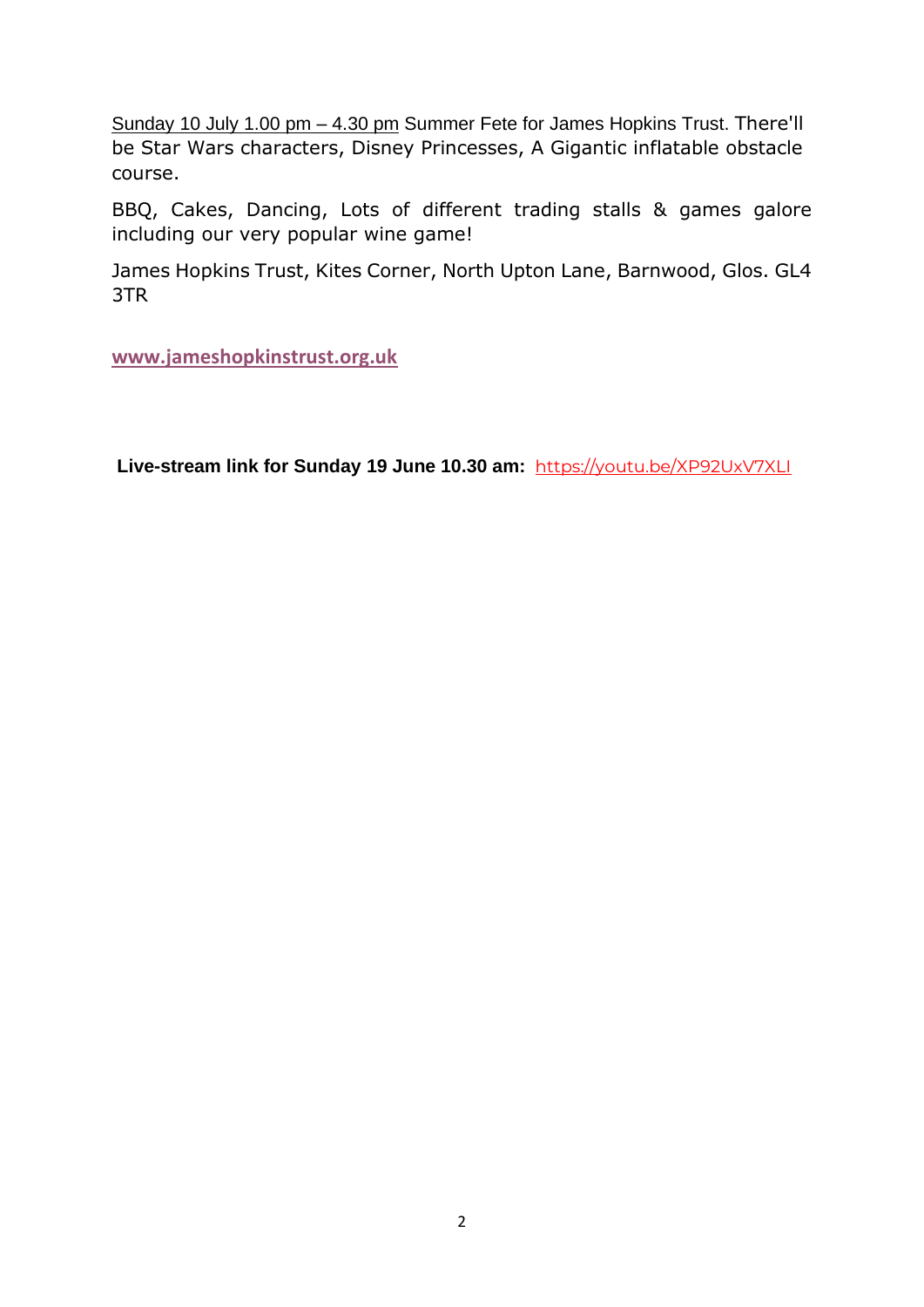Sunday 10 July 1.00 pm – 4.30 pm Summer Fete for James Hopkins Trust. There'll be Star Wars characters, Disney Princesses, A Gigantic inflatable obstacle course.

BBQ, Cakes, Dancing, Lots of different trading stalls & games galore including our very popular wine game!

James Hopkins Trust, Kites Corner, North Upton Lane, Barnwood, Glos. GL4 3TR

**www.jameshopkinstrust.org.uk**

**Live-stream link for Sunday 19 June 10.30 am:** https://youtu.be/XP92UxV7XLI